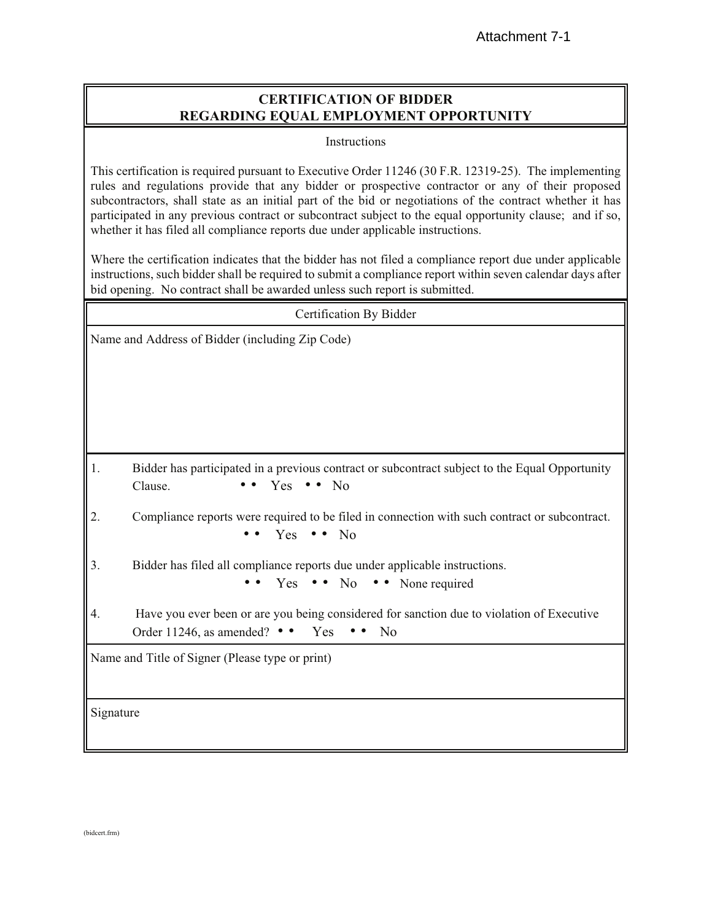Attachment 7-1

# CERTIFICATION OF BIDDER
# REGARDING EQUAL EMPLOYMENT OPPORTUNITY

Instructions

This certification is required pursuant to Executive Order 11246 (30 F.R. 12319-25). The implementing rules and regulations provide that any bidder or prospective contractor or any of their proposed subcontractors, shall state as an initial part of the bid or negotiations of the contract whether it has participated in any previous contract or subcontract subject to the equal opportunity clause; and if so, whether it has filed all compliance reports due under applicable instructions.

Where the certification indicates that the bidder has not filed a compliance report due under applicable instructions, such bidder shall be required to submit a compliance report within seven calendar days after bid opening. No contract shall be awarded unless such report is submitted.

## Certification By Bidder

Name and Address of Bidder (including Zip Code)

1. Bidder has participated in a previous contract or subcontract subject to the Equal Opportunity Clause. • • Yes • • No

2. Compliance reports were required to be filed in connection with such contract or subcontract. • • Yes • • No

3. Bidder has filed all compliance reports due under applicable instructions. • • Yes • • No • • None required

4. Have you ever been or are you being considered for sanction due to violation of Executive Order 11246, as amended? • • Yes • • No

Name and Title of Signer (Please type or print)

Signature

(bidcert.frm)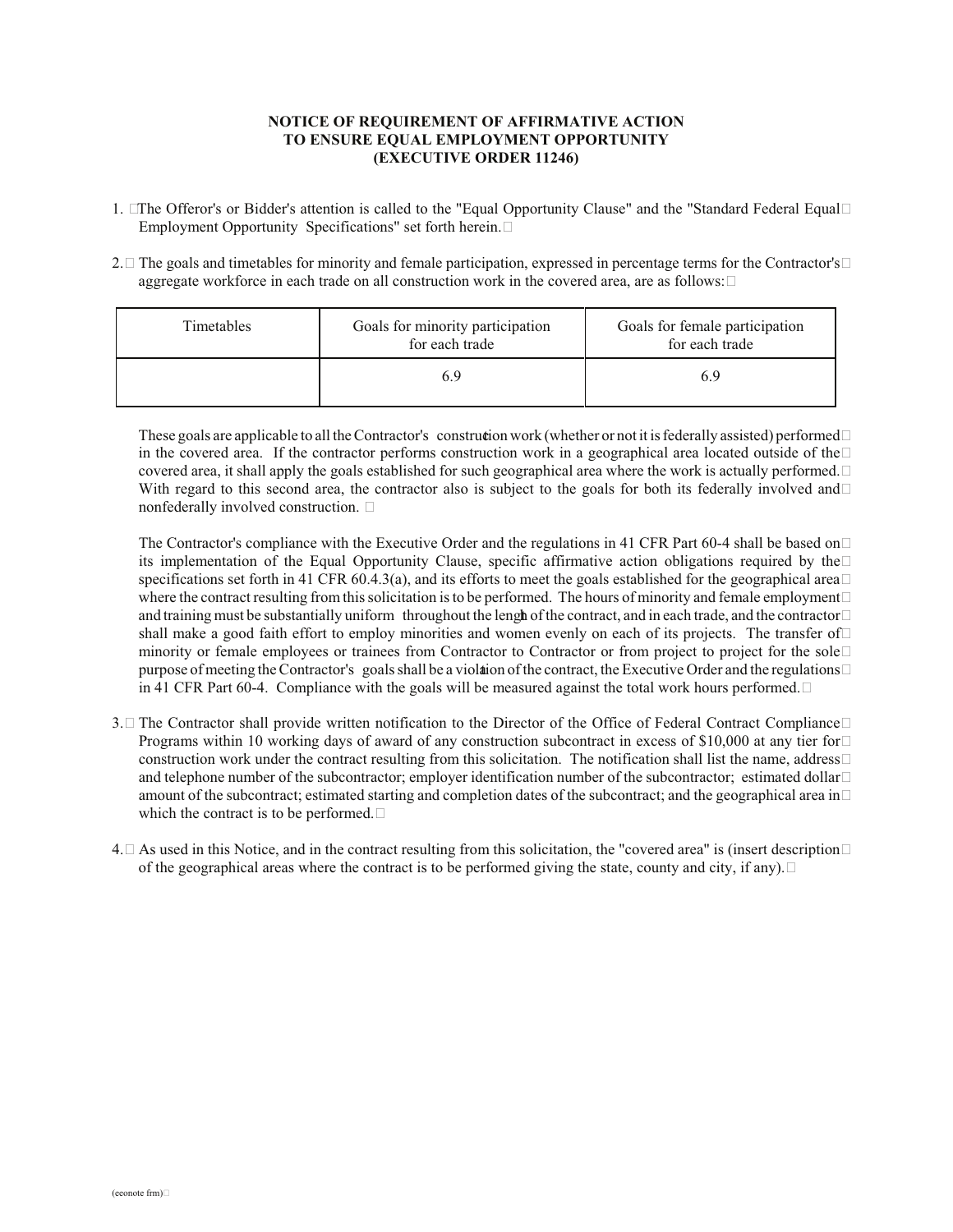**NOTICE OF REQUIREMENT OF AFFIRMATIVE ACTION TO ENSURE EQUAL EMPLOYMENT OPPORTUNITY (EXECUTIVE ORDER 11246)**

1. The Offeror's or Bidder's attention is called to the "Equal Opportunity Clause" and the "Standard Federal Equal Employment Opportunity Specifications" set forth herein.

2. The goals and timetables for minority and female participation, expressed in percentage terms for the Contractor's aggregate workforce in each trade on all construction work in the covered area, are as follows:

| Timetables | Goals for minority participation for each trade | Goals for female participation for each trade |
|---|---|---|
| | 6.9 | 6.9 |

These goals are applicable to all the Contractor's construction work (whether or not it is federally assisted) performed in the covered area. If the contractor performs construction work in a geographical area located outside of the covered area, it shall apply the goals established for such geographical area where the work is actually performed. With regard to this second area, the contractor also is subject to the goals for both its federally involved and nonfederally involved construction.

The Contractor's compliance with the Executive Order and the regulations in 41 CFR Part 60-4 shall be based on its implementation of the Equal Opportunity Clause, specific affirmative action obligations required by the specifications set forth in 41 CFR 60.4.3(a), and its efforts to meet the goals established for the geographical area where the contract resulting from this solicitation is to be performed. The hours of minority and female employment and training must be substantially uniform throughout the length of the contract, and in each trade, and the contractor shall make a good faith effort to employ minorities and women evenly on each of its projects. The transfer of minority or female employees or trainees from Contractor to Contractor or from project to project for the sole purpose of meeting the Contractor's goals shall be a violation of the contract, the Executive Order and the regulations in 41 CFR Part 60-4. Compliance with the goals will be measured against the total work hours performed.

3. The Contractor shall provide written notification to the Director of the Office of Federal Contract Compliance Programs within 10 working days of award of any construction subcontract in excess of $10,000 at any tier for construction work under the contract resulting from this solicitation. The notification shall list the name, address and telephone number of the subcontractor; employer identification number of the subcontractor; estimated dollar amount of the subcontract; estimated starting and completion dates of the subcontract; and the geographical area in which the contract is to be performed.

4. As used in this Notice, and in the contract resulting from this solicitation, the "covered area" is (insert description of the geographical areas where the contract is to be performed giving the state, county and city, if any).